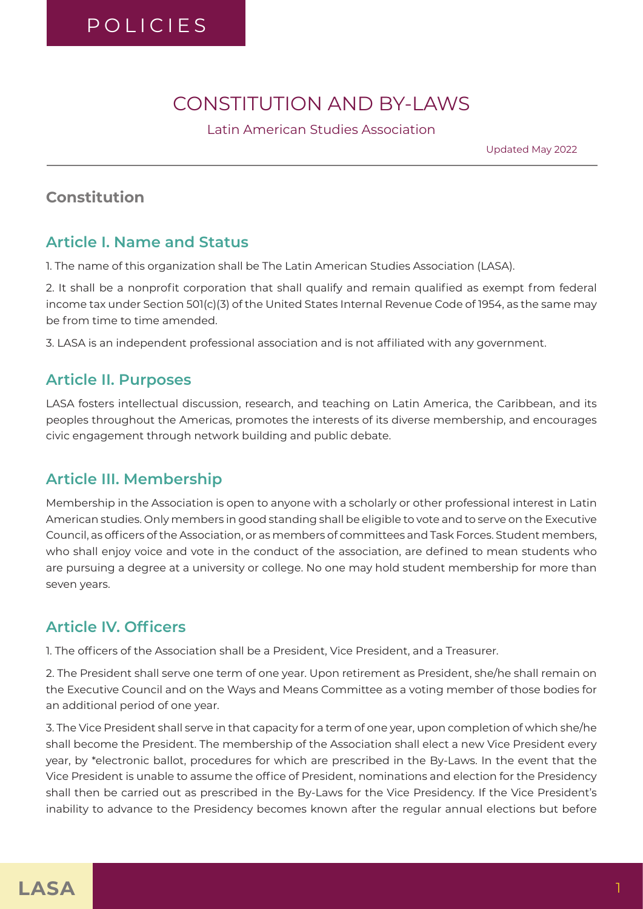# POLICIES

# CONSTITUTION AND BY-LAWS

Latin American Studies Association

Updated May 2022

## Constitution

### Article I. Name and Status

1. The name of this organization shall be The Latin American Studies Association (LASA).

2. It shall be a nonprofit corporation that shall qualify and remain qualified as exempt from federal income tax under Section 501(c)(3) of the United States Internal Revenue Code of 1954, as the same may be from time to time amended.

3. LASA is an independent professional association and is not affiliated with any government.

### Article II. Purposes

LASA fosters intellectual discussion, research, and teaching on Latin America, the Caribbean, and its peoples throughout the Americas, promotes the interests of its diverse membership, and encourages civic engagement through network building and public debate.

### Article III. Membership

Membership in the Association is open to anyone with a scholarly or other professional interest in Latin American studies. Only members in good standing shall be eligible to vote and to serve on the Executive Council, as officers of the Association, or as members of committees and Task Forces. Student members, who shall enjoy voice and vote in the conduct of the association, are defined to mean students who are pursuing a degree at a university or college. No one may hold student membership for more than seven years.

### Article IV. Officers

1. The officers of the Association shall be a President, Vice President, and a Treasurer.

2. The President shall serve one term of one year. Upon retirement as President, she/he shall remain on the Executive Council and on the Ways and Means Committee as a voting member of those bodies for an additional period of one year.

3. The Vice President shall serve in that capacity for a term of one year, upon completion of which she/he shall become the President. The membership of the Association shall elect a new Vice President every year, by *electronic ballot, procedures for which are prescribed in the By-Laws. In the event that the Vice President is unable to assume the office of President, nominations and election for the Presidency shall then be carried out as prescribed in the By-Laws for the Vice Presidency. If the Vice President's inability to advance to the Presidency becomes known after the regular annual elections but before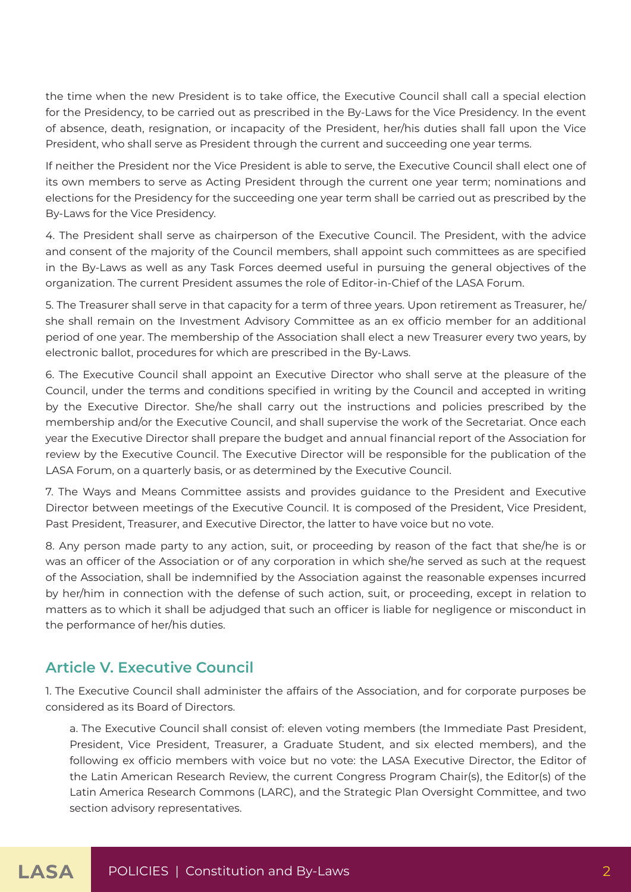the time when the new President is to take office, the Executive Council shall call a special election for the Presidency, to be carried out as prescribed in the By-Laws for the Vice Presidency. In the event of absence, death, resignation, or incapacity of the President, her/his duties shall fall upon the Vice President, who shall serve as President through the current and succeeding one year terms.

If neither the President nor the Vice President is able to serve, the Executive Council shall elect one of its own members to serve as Acting President through the current one year term; nominations and elections for the Presidency for the succeeding one year term shall be carried out as prescribed by the By-Laws for the Vice Presidency.

4. The President shall serve as chairperson of the Executive Council. The President, with the advice and consent of the majority of the Council members, shall appoint such committees as are specified in the By-Laws as well as any Task Forces deemed useful in pursuing the general objectives of the organization. The current President assumes the role of Editor-in-Chief of the LASA Forum.

5. The Treasurer shall serve in that capacity for a term of three years. Upon retirement as Treasurer, he/she shall remain on the Investment Advisory Committee as an ex officio member for an additional period of one year. The membership of the Association shall elect a new Treasurer every two years, by electronic ballot, procedures for which are prescribed in the By-Laws.

6. The Executive Council shall appoint an Executive Director who shall serve at the pleasure of the Council, under the terms and conditions specified in writing by the Council and accepted in writing by the Executive Director. She/he shall carry out the instructions and policies prescribed by the membership and/or the Executive Council, and shall supervise the work of the Secretariat. Once each year the Executive Director shall prepare the budget and annual financial report of the Association for review by the Executive Council. The Executive Director will be responsible for the publication of the LASA Forum, on a quarterly basis, or as determined by the Executive Council.

7. The Ways and Means Committee assists and provides guidance to the President and Executive Director between meetings of the Executive Council. It is composed of the President, Vice President, Past President, Treasurer, and Executive Director, the latter to have voice but no vote.

8. Any person made party to any action, suit, or proceeding by reason of the fact that she/he is or was an officer of the Association or of any corporation in which she/he served as such at the request of the Association, shall be indemnified by the Association against the reasonable expenses incurred by her/him in connection with the defense of such action, suit, or proceeding, except in relation to matters as to which it shall be adjudged that such an officer is liable for negligence or misconduct in the performance of her/his duties.

## Article V. Executive Council

1. The Executive Council shall administer the affairs of the Association, and for corporate purposes be considered as its Board of Directors.

   a. The Executive Council shall consist of: eleven voting members (the Immediate Past President, President, Vice President, Treasurer, a Graduate Student, and six elected members), and the following ex officio members with voice but no vote: the LASA Executive Director, the Editor of the Latin American Research Review, the current Congress Program Chair(s), the Editor(s) of the Latin America Research Commons (LARC), and the Strategic Plan Oversight Committee, and two section advisory representatives.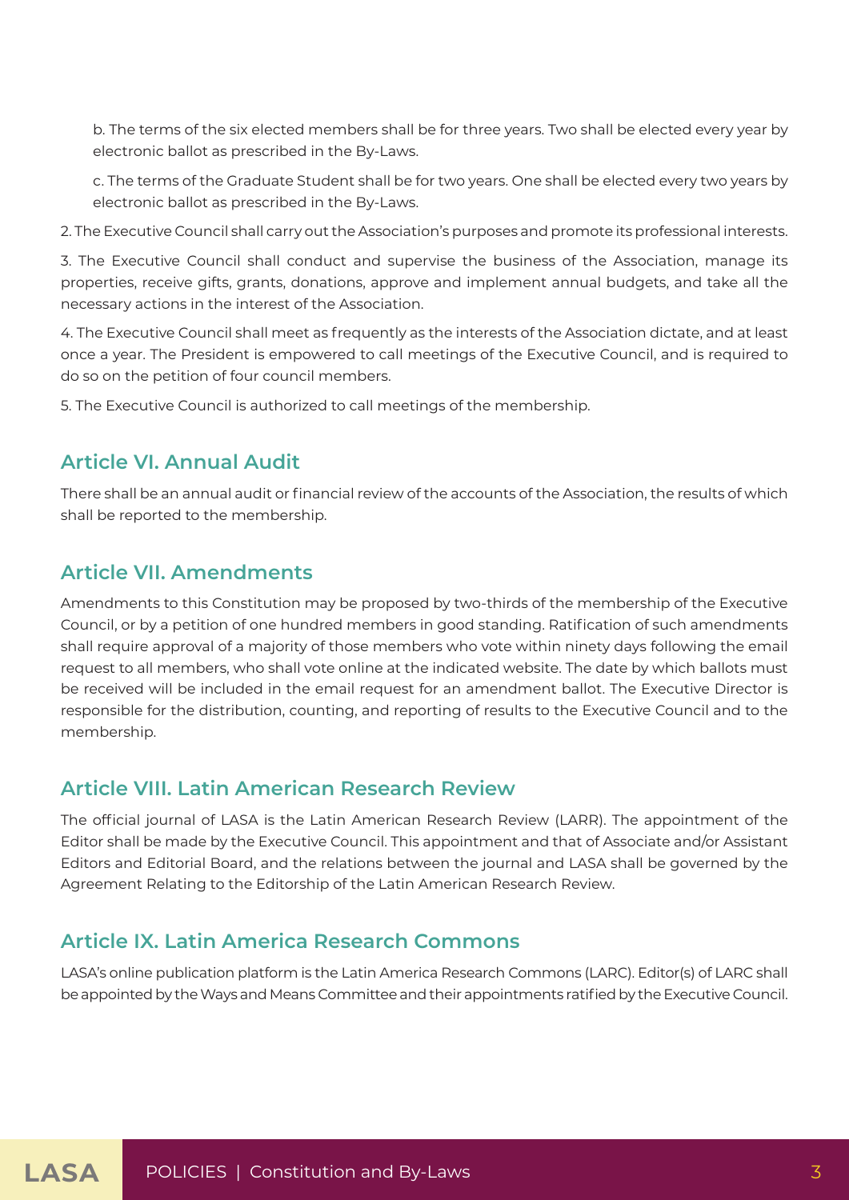b. The terms of the six elected members shall be for three years. Two shall be elected every year by electronic ballot as prescribed in the By-Laws.

c. The terms of the Graduate Student shall be for two years. One shall be elected every two years by electronic ballot as prescribed in the By-Laws.

2. The Executive Council shall carry out the Association's purposes and promote its professional interests.

3. The Executive Council shall conduct and supervise the business of the Association, manage its properties, receive gifts, grants, donations, approve and implement annual budgets, and take all the necessary actions in the interest of the Association.

4. The Executive Council shall meet as frequently as the interests of the Association dictate, and at least once a year. The President is empowered to call meetings of the Executive Council, and is required to do so on the petition of four council members.

5. The Executive Council is authorized to call meetings of the membership.

## Article VI. Annual Audit

There shall be an annual audit or financial review of the accounts of the Association, the results of which shall be reported to the membership.

## Article VII. Amendments

Amendments to this Constitution may be proposed by two-thirds of the membership of the Executive Council, or by a petition of one hundred members in good standing. Ratification of such amendments shall require approval of a majority of those members who vote within ninety days following the email request to all members, who shall vote online at the indicated website. The date by which ballots must be received will be included in the email request for an amendment ballot. The Executive Director is responsible for the distribution, counting, and reporting of results to the Executive Council and to the membership.

## Article VIII. Latin American Research Review

The official journal of LASA is the Latin American Research Review (LARR). The appointment of the Editor shall be made by the Executive Council. This appointment and that of Associate and/or Assistant Editors and Editorial Board, and the relations between the journal and LASA shall be governed by the Agreement Relating to the Editorship of the Latin American Research Review.

## Article IX. Latin America Research Commons

LASA's online publication platform is the Latin America Research Commons (LARC). Editor(s) of LARC shall be appointed by the Ways and Means Committee and their appointments ratified by the Executive Council.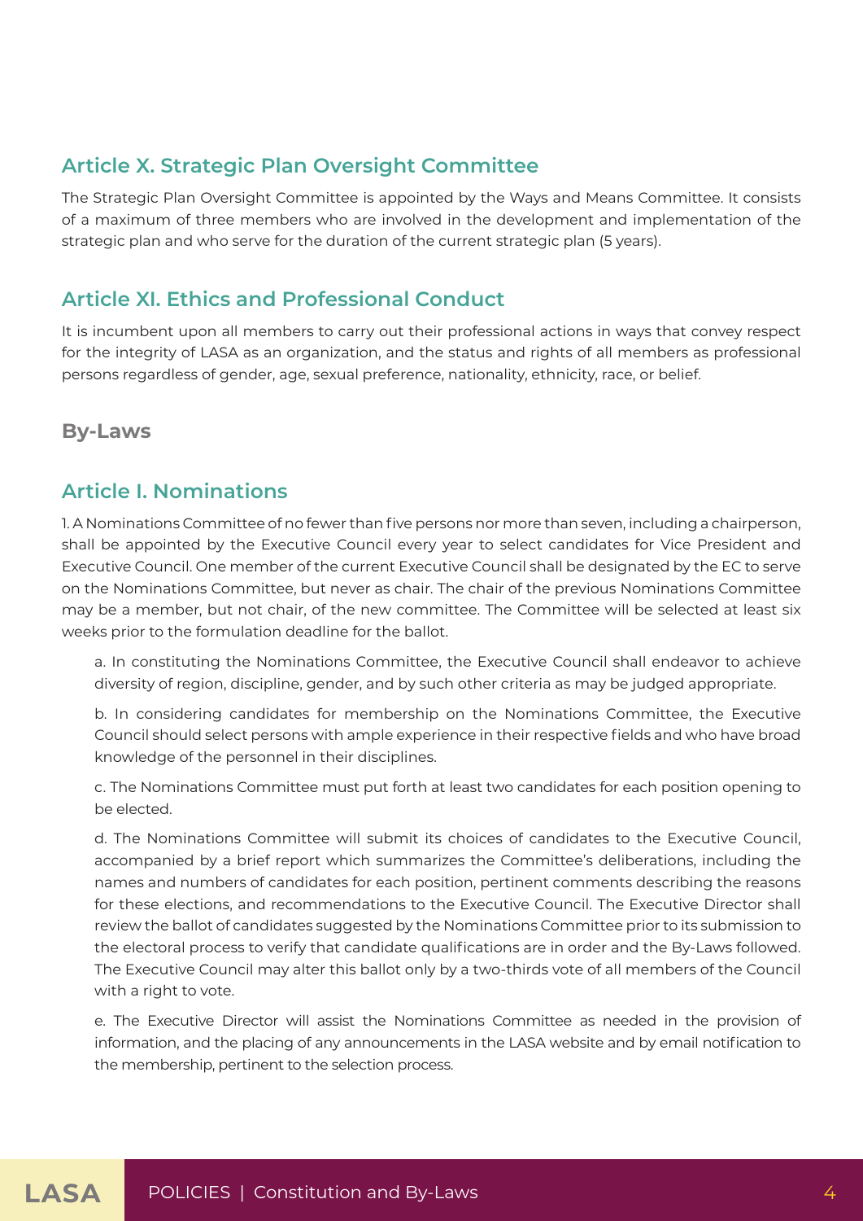## Article X. Strategic Plan Oversight Committee

The Strategic Plan Oversight Committee is appointed by the Ways and Means Committee. It consists of a maximum of three members who are involved in the development and implementation of the strategic plan and who serve for the duration of the current strategic plan (5 years).

## Article XI. Ethics and Professional Conduct

It is incumbent upon all members to carry out their professional actions in ways that convey respect for the integrity of LASA as an organization, and the status and rights of all members as professional persons regardless of gender, age, sexual preference, nationality, ethnicity, race, or belief.

# By-Laws

## Article I. Nominations

1. A Nominations Committee of no fewer than five persons nor more than seven, including a chairperson, shall be appointed by the Executive Council every year to select candidates for Vice President and Executive Council. One member of the current Executive Council shall be designated by the EC to serve on the Nominations Committee, but never as chair. The chair of the previous Nominations Committee may be a member, but not chair, of the new committee. The Committee will be selected at least six weeks prior to the formulation deadline for the ballot.

a. In constituting the Nominations Committee, the Executive Council shall endeavor to achieve diversity of region, discipline, gender, and by such other criteria as may be judged appropriate.

b. In considering candidates for membership on the Nominations Committee, the Executive Council should select persons with ample experience in their respective fields and who have broad knowledge of the personnel in their disciplines.

c. The Nominations Committee must put forth at least two candidates for each position opening to be elected.

d. The Nominations Committee will submit its choices of candidates to the Executive Council, accompanied by a brief report which summarizes the Committee's deliberations, including the names and numbers of candidates for each position, pertinent comments describing the reasons for these elections, and recommendations to the Executive Council. The Executive Director shall review the ballot of candidates suggested by the Nominations Committee prior to its submission to the electoral process to verify that candidate qualifications are in order and the By-Laws followed. The Executive Council may alter this ballot only by a two-thirds vote of all members of the Council with a right to vote.

e. The Executive Director will assist the Nominations Committee as needed in the provision of information, and the placing of any announcements in the LASA website and by email notification to the membership, pertinent to the selection process.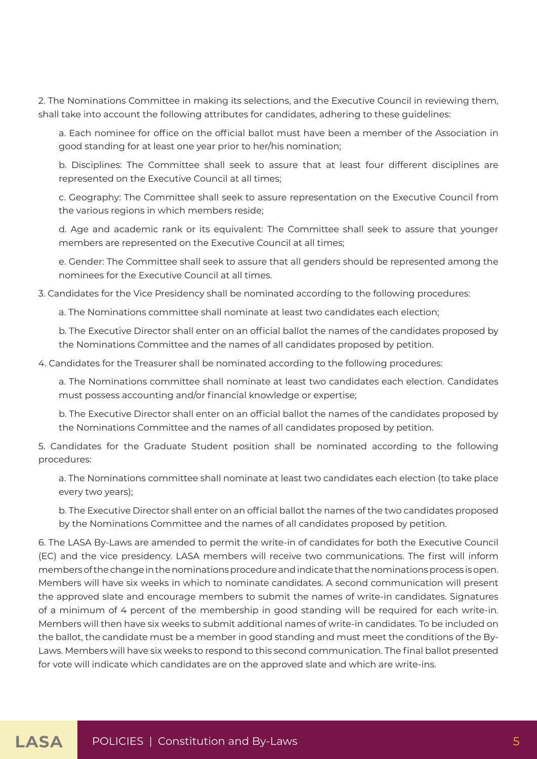2. The Nominations Committee in making its selections, and the Executive Council in reviewing them, shall take into account the following attributes for candidates, adhering to these guidelines:

a. Each nominee for office on the official ballot must have been a member of the Association in good standing for at least one year prior to her/his nomination;

b. Disciplines: The Committee shall seek to assure that at least four different disciplines are represented on the Executive Council at all times;

c. Geography: The Committee shall seek to assure representation on the Executive Council from the various regions in which members reside;

d. Age and academic rank or its equivalent: The Committee shall seek to assure that younger members are represented on the Executive Council at all times;

e. Gender: The Committee shall seek to assure that all genders should be represented among the nominees for the Executive Council at all times.

3. Candidates for the Vice Presidency shall be nominated according to the following procedures:

a. The Nominations committee shall nominate at least two candidates each election;

b. The Executive Director shall enter on an official ballot the names of the candidates proposed by the Nominations Committee and the names of all candidates proposed by petition.

4. Candidates for the Treasurer shall be nominated according to the following procedures:

a. The Nominations committee shall nominate at least two candidates each election. Candidates must possess accounting and/or financial knowledge or expertise;

b. The Executive Director shall enter on an official ballot the names of the candidates proposed by the Nominations Committee and the names of all candidates proposed by petition.

5. Candidates for the Graduate Student position shall be nominated according to the following procedures:

a. The Nominations committee shall nominate at least two candidates each election (to take place every two years);

b. The Executive Director shall enter on an official ballot the names of the two candidates proposed by the Nominations Committee and the names of all candidates proposed by petition.

6. The LASA By-Laws are amended to permit the write-in of candidates for both the Executive Council (EC) and the vice presidency. LASA members will receive two communications. The first will inform members of the change in the nominations procedure and indicate that the nominations process is open. Members will have six weeks in which to nominate candidates. A second communication will present the approved slate and encourage members to submit the names of write-in candidates. Signatures of a minimum of 4 percent of the membership in good standing will be required for each write-in. Members will then have six weeks to submit additional names of write-in candidates. To be included on the ballot, the candidate must be a member in good standing and must meet the conditions of the By-Laws. Members will have six weeks to respond to this second communication. The final ballot presented for vote will indicate which candidates are on the approved slate and which are write-ins.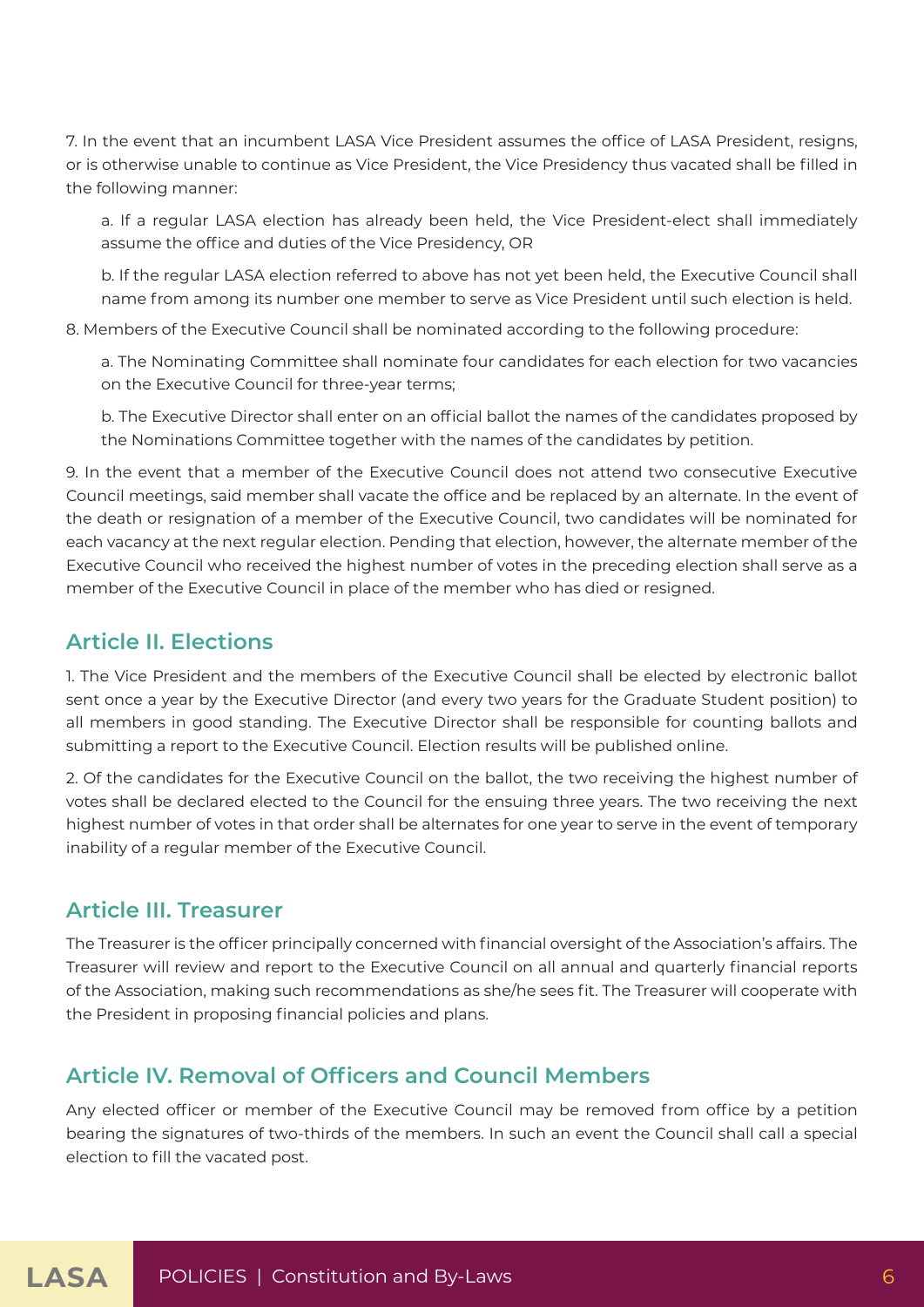7. In the event that an incumbent LASA Vice President assumes the office of LASA President, resigns, or is otherwise unable to continue as Vice President, the Vice Presidency thus vacated shall be filled in the following manner:

a. If a regular LASA election has already been held, the Vice President-elect shall immediately assume the office and duties of the Vice Presidency, OR

b. If the regular LASA election referred to above has not yet been held, the Executive Council shall name from among its number one member to serve as Vice President until such election is held.

8. Members of the Executive Council shall be nominated according to the following procedure:

a. The Nominating Committee shall nominate four candidates for each election for two vacancies on the Executive Council for three-year terms;

b. The Executive Director shall enter on an official ballot the names of the candidates proposed by the Nominations Committee together with the names of the candidates by petition.

9. In the event that a member of the Executive Council does not attend two consecutive Executive Council meetings, said member shall vacate the office and be replaced by an alternate. In the event of the death or resignation of a member of the Executive Council, two candidates will be nominated for each vacancy at the next regular election. Pending that election, however, the alternate member of the Executive Council who received the highest number of votes in the preceding election shall serve as a member of the Executive Council in place of the member who has died or resigned.

## Article II. Elections

1. The Vice President and the members of the Executive Council shall be elected by electronic ballot sent once a year by the Executive Director (and every two years for the Graduate Student position) to all members in good standing. The Executive Director shall be responsible for counting ballots and submitting a report to the Executive Council. Election results will be published online.

2. Of the candidates for the Executive Council on the ballot, the two receiving the highest number of votes shall be declared elected to the Council for the ensuing three years. The two receiving the next highest number of votes in that order shall be alternates for one year to serve in the event of temporary inability of a regular member of the Executive Council.

## Article III. Treasurer

The Treasurer is the officer principally concerned with financial oversight of the Association's affairs. The Treasurer will review and report to the Executive Council on all annual and quarterly financial reports of the Association, making such recommendations as she/he sees fit. The Treasurer will cooperate with the President in proposing financial policies and plans.

## Article IV. Removal of Officers and Council Members

Any elected officer or member of the Executive Council may be removed from office by a petition bearing the signatures of two-thirds of the members. In such an event the Council shall call a special election to fill the vacated post.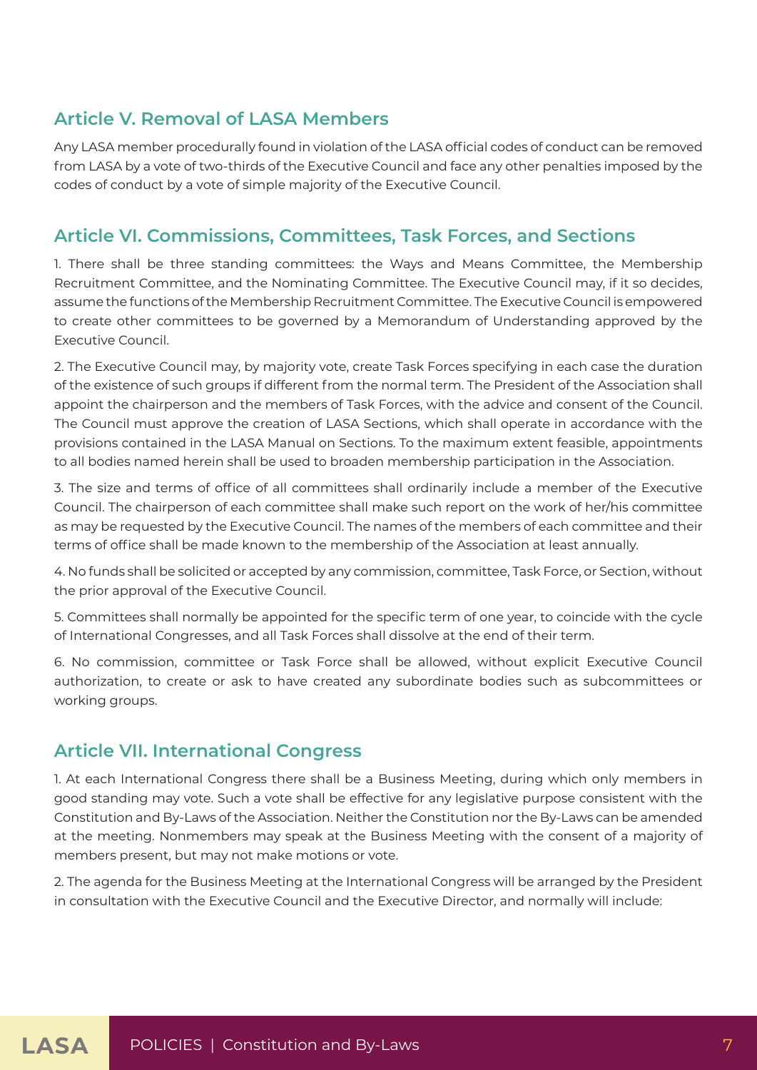## Article V. Removal of LASA Members

Any LASA member procedurally found in violation of the LASA official codes of conduct can be removed from LASA by a vote of two-thirds of the Executive Council and face any other penalties imposed by the codes of conduct by a vote of simple majority of the Executive Council.

## Article VI. Commissions, Committees, Task Forces, and Sections

1. There shall be three standing committees: the Ways and Means Committee, the Membership Recruitment Committee, and the Nominating Committee. The Executive Council may, if it so decides, assume the functions of the Membership Recruitment Committee. The Executive Council is empowered to create other committees to be governed by a Memorandum of Understanding approved by the Executive Council.

2. The Executive Council may, by majority vote, create Task Forces specifying in each case the duration of the existence of such groups if different from the normal term. The President of the Association shall appoint the chairperson and the members of Task Forces, with the advice and consent of the Council. The Council must approve the creation of LASA Sections, which shall operate in accordance with the provisions contained in the LASA Manual on Sections. To the maximum extent feasible, appointments to all bodies named herein shall be used to broaden membership participation in the Association.

3. The size and terms of office of all committees shall ordinarily include a member of the Executive Council. The chairperson of each committee shall make such report on the work of her/his committee as may be requested by the Executive Council. The names of the members of each committee and their terms of office shall be made known to the membership of the Association at least annually.

4. No funds shall be solicited or accepted by any commission, committee, Task Force, or Section, without the prior approval of the Executive Council.

5. Committees shall normally be appointed for the specific term of one year, to coincide with the cycle of International Congresses, and all Task Forces shall dissolve at the end of their term.

6. No commission, committee or Task Force shall be allowed, without explicit Executive Council authorization, to create or ask to have created any subordinate bodies such as subcommittees or working groups.

## Article VII. International Congress

1. At each International Congress there shall be a Business Meeting, during which only members in good standing may vote. Such a vote shall be effective for any legislative purpose consistent with the Constitution and By-Laws of the Association. Neither the Constitution nor the By-Laws can be amended at the meeting. Nonmembers may speak at the Business Meeting with the consent of a majority of members present, but may not make motions or vote.

2. The agenda for the Business Meeting at the International Congress will be arranged by the President in consultation with the Executive Council and the Executive Director, and normally will include: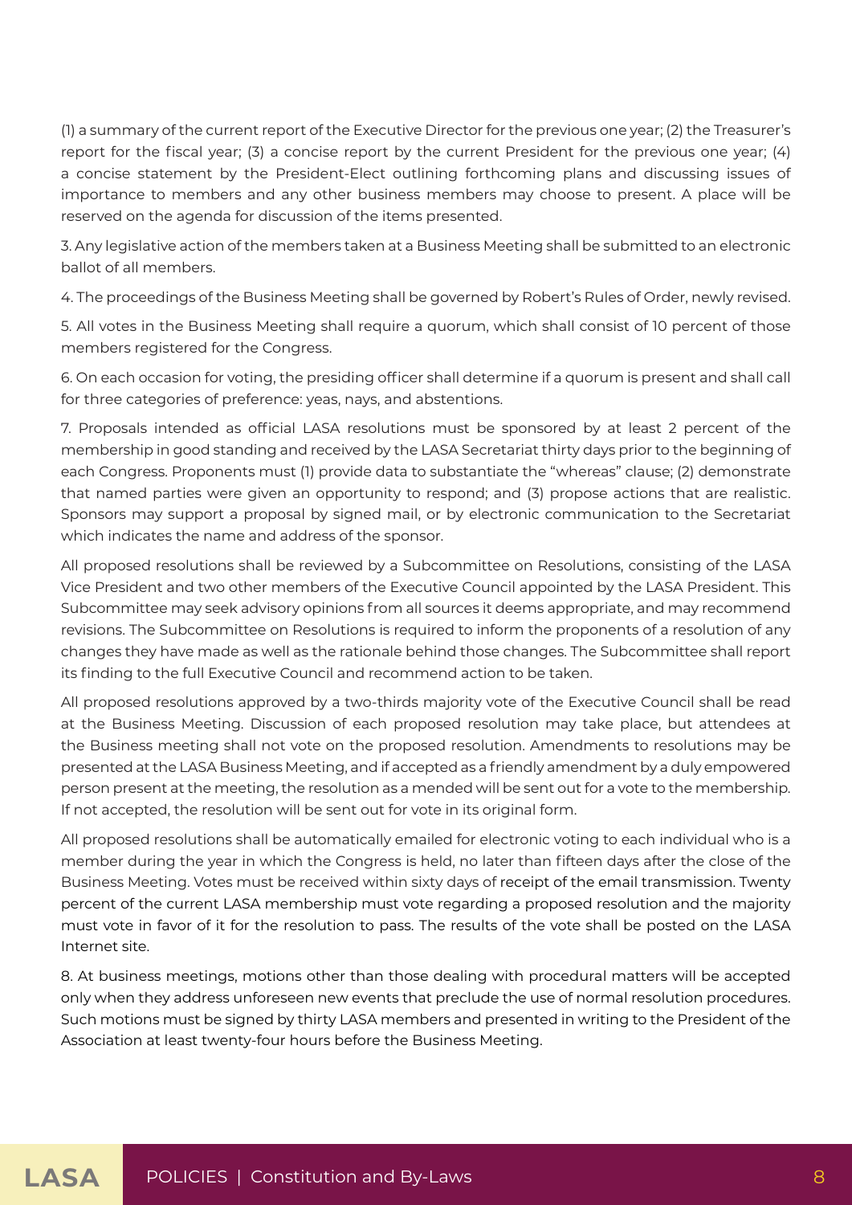(1) a summary of the current report of the Executive Director for the previous one year; (2) the Treasurer's report for the fiscal year; (3) a concise report by the current President for the previous one year; (4) a concise statement by the President-Elect outlining forthcoming plans and discussing issues of importance to members and any other business members may choose to present. A place will be reserved on the agenda for discussion of the items presented.

3. Any legislative action of the members taken at a Business Meeting shall be submitted to an electronic ballot of all members.

4. The proceedings of the Business Meeting shall be governed by Robert's Rules of Order, newly revised.

5. All votes in the Business Meeting shall require a quorum, which shall consist of 10 percent of those members registered for the Congress.

6. On each occasion for voting, the presiding officer shall determine if a quorum is present and shall call for three categories of preference: yeas, nays, and abstentions.

7. Proposals intended as official LASA resolutions must be sponsored by at least 2 percent of the membership in good standing and received by the LASA Secretariat thirty days prior to the beginning of each Congress. Proponents must (1) provide data to substantiate the "whereas" clause; (2) demonstrate that named parties were given an opportunity to respond; and (3) propose actions that are realistic. Sponsors may support a proposal by signed mail, or by electronic communication to the Secretariat which indicates the name and address of the sponsor.

All proposed resolutions shall be reviewed by a Subcommittee on Resolutions, consisting of the LASA Vice President and two other members of the Executive Council appointed by the LASA President. This Subcommittee may seek advisory opinions from all sources it deems appropriate, and may recommend revisions. The Subcommittee on Resolutions is required to inform the proponents of a resolution of any changes they have made as well as the rationale behind those changes. The Subcommittee shall report its finding to the full Executive Council and recommend action to be taken.

All proposed resolutions approved by a two-thirds majority vote of the Executive Council shall be read at the Business Meeting. Discussion of each proposed resolution may take place, but attendees at the Business meeting shall not vote on the proposed resolution. Amendments to resolutions may be presented at the LASA Business Meeting, and if accepted as a friendly amendment by a duly empowered person present at the meeting, the resolution as a mended will be sent out for a vote to the membership. If not accepted, the resolution will be sent out for vote in its original form.

All proposed resolutions shall be automatically emailed for electronic voting to each individual who is a member during the year in which the Congress is held, no later than fifteen days after the close of the Business Meeting. Votes must be received within sixty days of receipt of the email transmission. Twenty percent of the current LASA membership must vote regarding a proposed resolution and the majority must vote in favor of it for the resolution to pass. The results of the vote shall be posted on the LASA Internet site.

8. At business meetings, motions other than those dealing with procedural matters will be accepted only when they address unforeseen new events that preclude the use of normal resolution procedures. Such motions must be signed by thirty LASA members and presented in writing to the President of the Association at least twenty-four hours before the Business Meeting.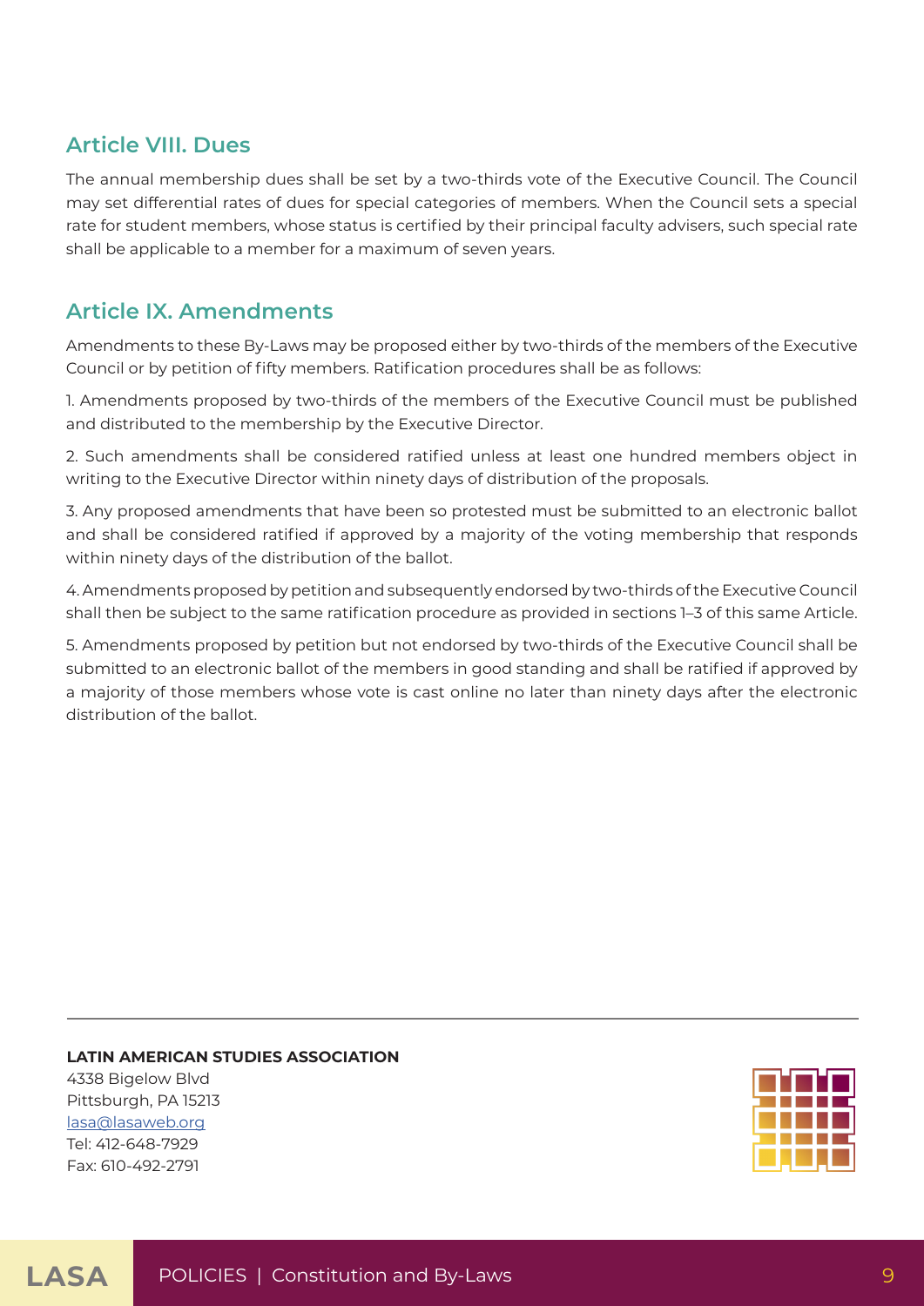## Article VIII. Dues

The annual membership dues shall be set by a two-thirds vote of the Executive Council. The Council may set differential rates of dues for special categories of members. When the Council sets a special rate for student members, whose status is certified by their principal faculty advisers, such special rate shall be applicable to a member for a maximum of seven years.

## Article IX. Amendments

Amendments to these By-Laws may be proposed either by two-thirds of the members of the Executive Council or by petition of fifty members. Ratification procedures shall be as follows:

1. Amendments proposed by two-thirds of the members of the Executive Council must be published and distributed to the membership by the Executive Director.

2. Such amendments shall be considered ratified unless at least one hundred members object in writing to the Executive Director within ninety days of distribution of the proposals.

3. Any proposed amendments that have been so protested must be submitted to an electronic ballot and shall be considered ratified if approved by a majority of the voting membership that responds within ninety days of the distribution of the ballot.

4. Amendments proposed by petition and subsequently endorsed by two-thirds of the Executive Council shall then be subject to the same ratification procedure as provided in sections 1–3 of this same Article.

5. Amendments proposed by petition but not endorsed by two-thirds of the Executive Council shall be submitted to an electronic ballot of the members in good standing and shall be ratified if approved by a majority of those members whose vote is cast online no later than ninety days after the electronic distribution of the ballot.

---

**LATIN AMERICAN STUDIES ASSOCIATION**
4338 Bigelow Blvd
Pittsburgh, PA 15213
lasa@lasaweb.org
Tel: 412-648-7929
Fax: 610-492-2791